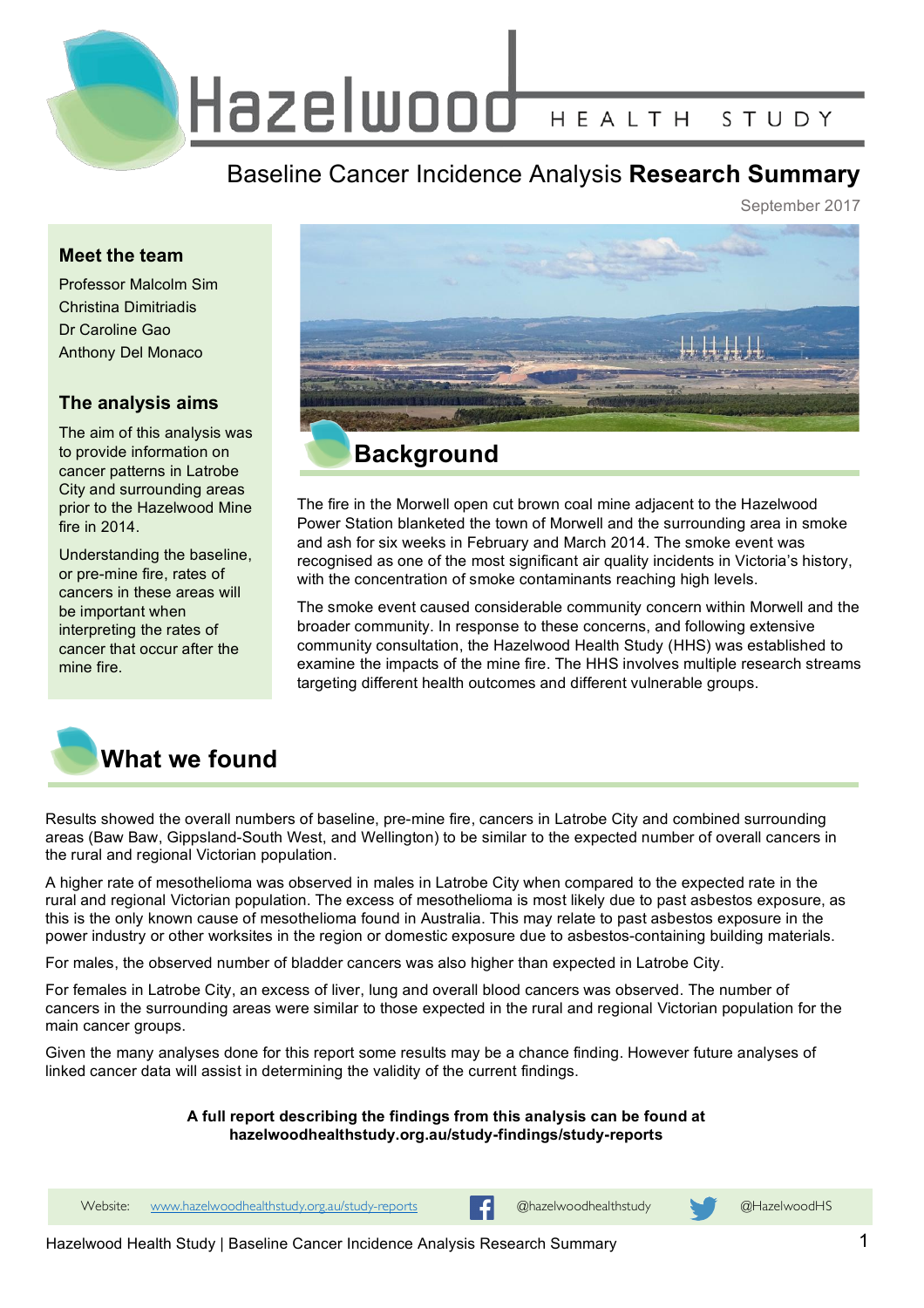# Hazelwood HEALTH STUDY

## Baseline Cancer Incidence Analysis **Research Summary**

September 2017

### Meet the team

Professor Malcolm Sim
Christina Dimitriadis
Dr Caroline Gao
Anthony Del Monaco

### The analysis aims

The aim of this analysis was to provide information on cancer patterns in Latrobe City and surrounding areas prior to the Hazelwood Mine fire in 2014.

Understanding the baseline, or pre-mine fire, rates of cancers in these areas will be important when interpreting the rates of cancer that occur after the mine fire.

## Background

The fire in the Morwell open cut brown coal mine adjacent to the Hazelwood Power Station blanketed the town of Morwell and the surrounding area in smoke and ash for six weeks in February and March 2014. The smoke event was recognised as one of the most significant air quality incidents in Victoria's history, with the concentration of smoke contaminants reaching high levels.

The smoke event caused considerable community concern within Morwell and the broader community. In response to these concerns, and following extensive community consultation, the Hazelwood Health Study (HHS) was established to examine the impacts of the mine fire. The HHS involves multiple research streams targeting different health outcomes and different vulnerable groups.

## What we found

Results showed the overall numbers of baseline, pre-mine fire, cancers in Latrobe City and combined surrounding areas (Baw Baw, Gippsland-South West, and Wellington) to be similar to the expected number of overall cancers in the rural and regional Victorian population.

A higher rate of mesothelioma was observed in males in Latrobe City when compared to the expected rate in the rural and regional Victorian population. The excess of mesothelioma is most likely due to past asbestos exposure, as this is the only known cause of mesothelioma found in Australia. This may relate to past asbestos exposure in the power industry or other worksites in the region or domestic exposure due to asbestos-containing building materials.

For males, the observed number of bladder cancers was also higher than expected in Latrobe City.

For females in Latrobe City, an excess of liver, lung and overall blood cancers was observed. The number of cancers in the surrounding areas were similar to those expected in the rural and regional Victorian population for the main cancer groups.

Given the many analyses done for this report some results may be a chance finding. However future analyses of linked cancer data will assist in determining the validity of the current findings.

**A full report describing the findings from this analysis can be found at hazelwoodhealthstudy.org.au/study-findings/study-reports**

Website: www.hazelwoodhealthstudy.org.au/study-reports | @hazelwoodhealthstudy | @HazelwoodHS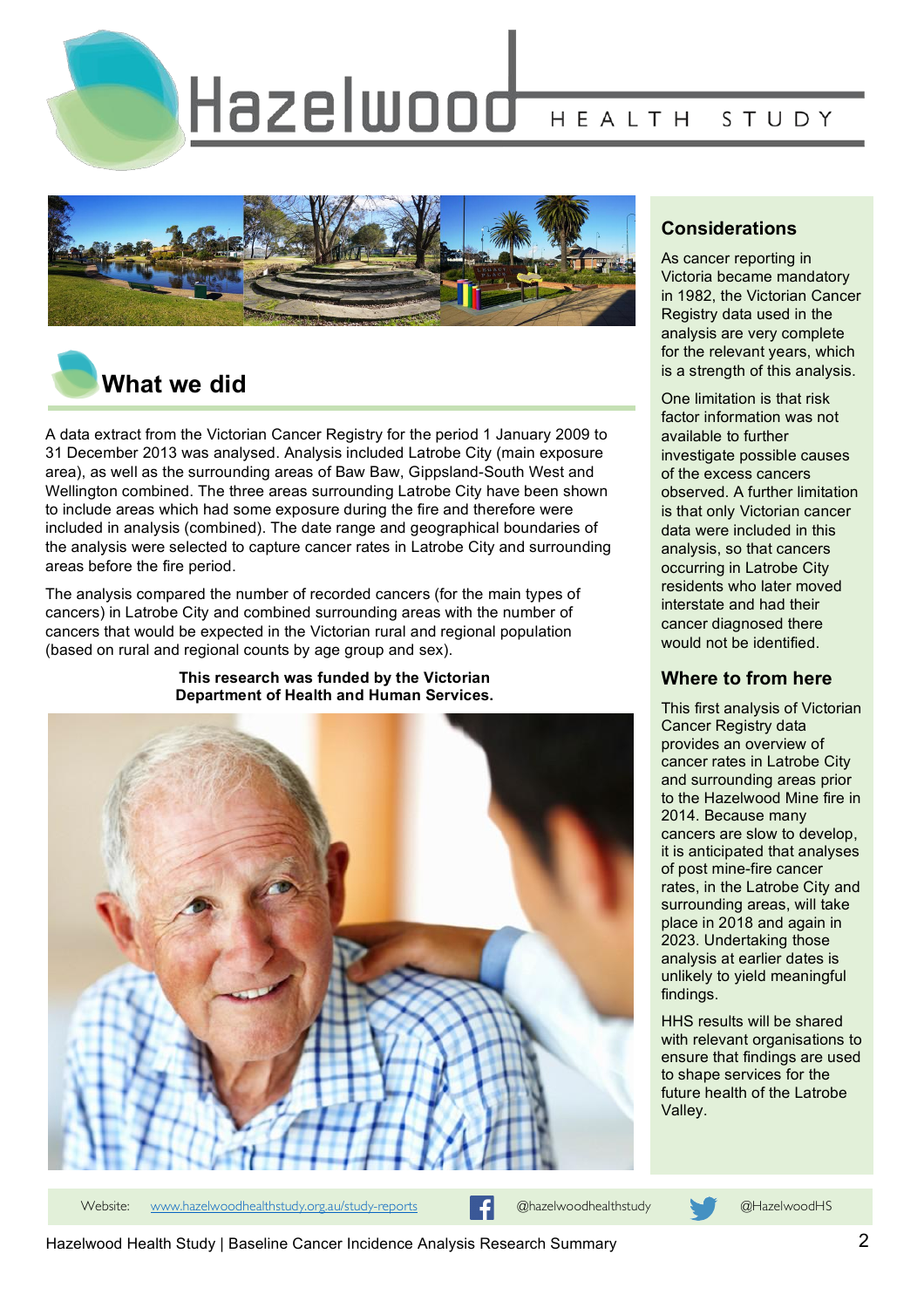# Hazelwood HEALTH STUDY

## What we did

A data extract from the Victorian Cancer Registry for the period 1 January 2009 to 31 December 2013 was analysed. Analysis included Latrobe City (main exposure area), as well as the surrounding areas of Baw Baw, Gippsland-South West and Wellington combined. The three areas surrounding Latrobe City have been shown to include areas which had some exposure during the fire and therefore were included in analysis (combined). The date range and geographical boundaries of the analysis were selected to capture cancer rates in Latrobe City and surrounding areas before the fire period.

The analysis compared the number of recorded cancers (for the main types of cancers) in Latrobe City and combined surrounding areas with the number of cancers that would be expected in the Victorian rural and regional population (based on rural and regional counts by age group and sex).

**This research was funded by the Victorian Department of Health and Human Services.**

## Considerations

As cancer reporting in Victoria became mandatory in 1982, the Victorian Cancer Registry data used in the analysis are very complete for the relevant years, which is a strength of this analysis.

One limitation is that risk factor information was not available to further investigate possible causes of the excess cancers observed. A further limitation is that only Victorian cancer data were included in this analysis, so that cancers occurring in Latrobe City residents who later moved interstate and had their cancer diagnosed there would not be identified.

## Where to from here

This first analysis of Victorian Cancer Registry data provides an overview of cancer rates in Latrobe City and surrounding areas prior to the Hazelwood Mine fire in 2014. Because many cancers are slow to develop, it is anticipated that analyses of post mine-fire cancer rates, in the Latrobe City and surrounding areas, will take place in 2018 and again in 2023. Undertaking those analysis at earlier dates is unlikely to yield meaningful findings.

HHS results will be shared with relevant organisations to ensure that findings are used to shape services for the future health of the Latrobe Valley.

Website: www.hazelwoodhealthstudy.org.au/study-reports @hazelwoodhealthstudy @HazelwoodHS

Hazelwood Health Study | Baseline Cancer Incidence Analysis Research Summary